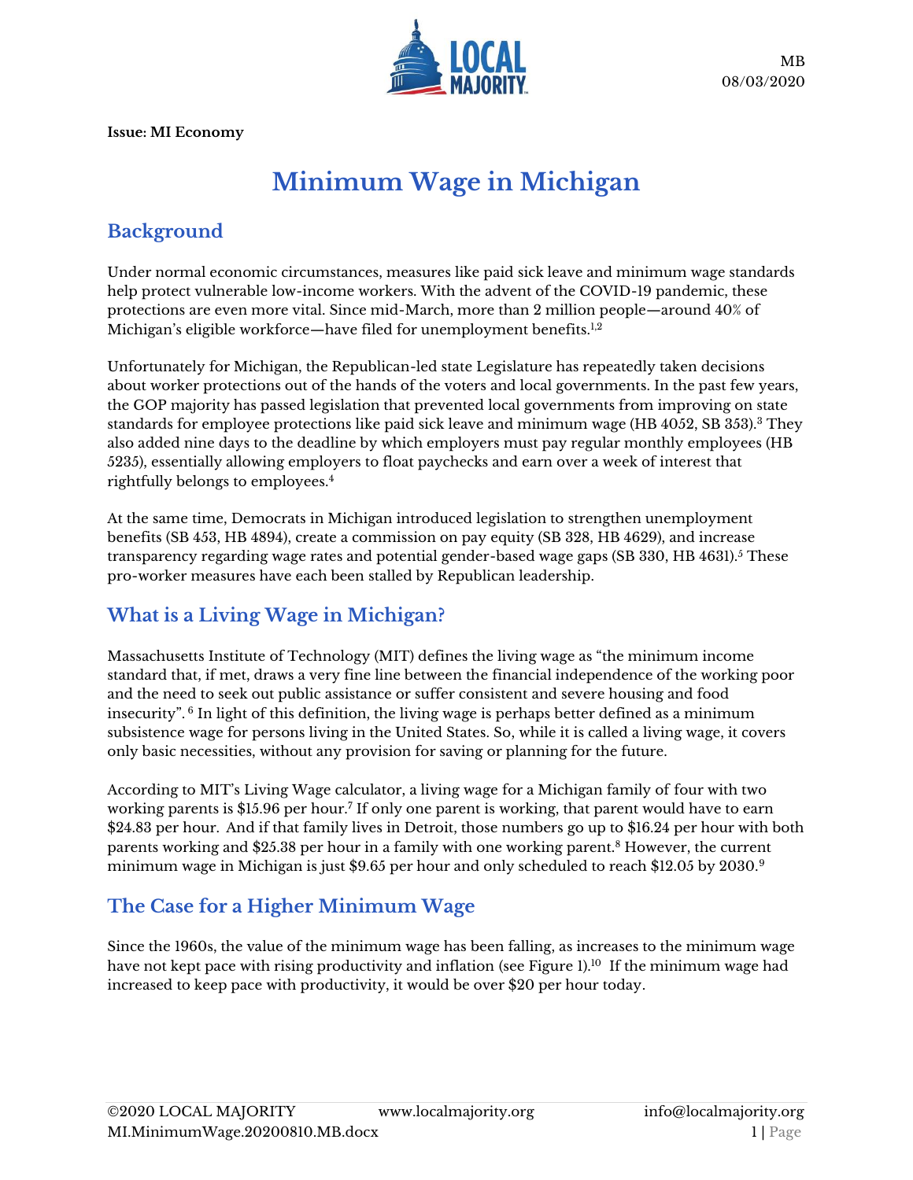MB
08/03/2020

**Issue: MI Economy**

# Minimum Wage in Michigan

## Background

Under normal economic circumstances, measures like paid sick leave and minimum wage standards help protect vulnerable low-income workers. With the advent of the COVID-19 pandemic, these protections are even more vital. Since mid-March, more than 2 million people—around 40% of Michigan's eligible workforce—have filed for unemployment benefits.[1,2]

Unfortunately for Michigan, the Republican-led state Legislature has repeatedly taken decisions about worker protections out of the hands of the voters and local governments. In the past few years, the GOP majority has passed legislation that prevented local governments from improving on state standards for employee protections like paid sick leave and minimum wage (HB 4052, SB 353).[3] They also added nine days to the deadline by which employers must pay regular monthly employees (HB 5235), essentially allowing employers to float paychecks and earn over a week of interest that rightfully belongs to employees.[4]

At the same time, Democrats in Michigan introduced legislation to strengthen unemployment benefits (SB 453, HB 4894), create a commission on pay equity (SB 328, HB 4629), and increase transparency regarding wage rates and potential gender-based wage gaps (SB 330, HB 4631).[5] These pro-worker measures have each been stalled by Republican leadership.

## What is a Living Wage in Michigan?

Massachusetts Institute of Technology (MIT) defines the living wage as "the minimum income standard that, if met, draws a very fine line between the financial independence of the working poor and the need to seek out public assistance or suffer consistent and severe housing and food insecurity".[6] In light of this definition, the living wage is perhaps better defined as a minimum subsistence wage for persons living in the United States. So, while it is called a living wage, it covers only basic necessities, without any provision for saving or planning for the future.

According to MIT's Living Wage calculator, a living wage for a Michigan family of four with two working parents is $15.96 per hour.[7] If only one parent is working, that parent would have to earn $24.83 per hour. And if that family lives in Detroit, those numbers go up to $16.24 per hour with both parents working and $25.38 per hour in a family with one working parent.[8] However, the current minimum wage in Michigan is just $9.65 per hour and only scheduled to reach $12.05 by 2030.[9]

## The Case for a Higher Minimum Wage

Since the 1960s, the value of the minimum wage has been falling, as increases to the minimum wage have not kept pace with rising productivity and inflation (see Figure 1).[10] If the minimum wage had increased to keep pace with productivity, it would be over $20 per hour today.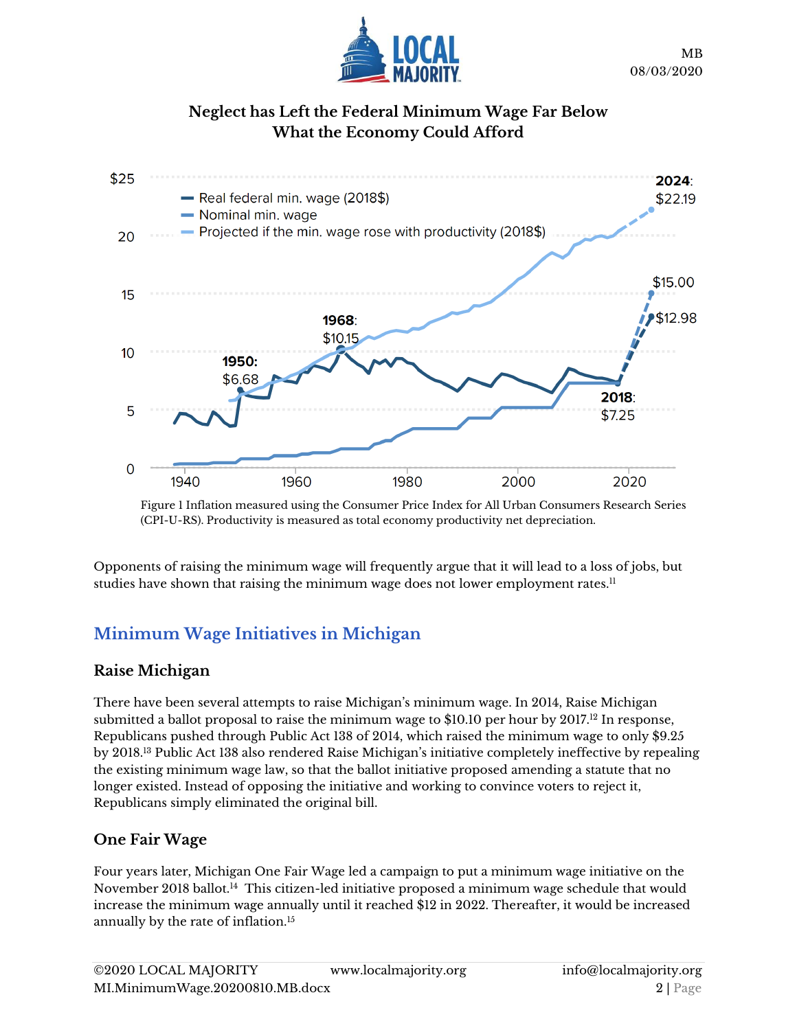### Neglect has Left the Federal Minimum Wage Far Below What the Economy Could Afford

Figure 1 Inflation measured using the Consumer Price Index for All Urban Consumers Research Series (CPI-U-RS). Productivity is measured as total economy productivity net depreciation.

Opponents of raising the minimum wage will frequently argue that it will lead to a loss of jobs, but studies have shown that raising the minimum wage does not lower employment rates.[11]

## Minimum Wage Initiatives in Michigan

### Raise Michigan

There have been several attempts to raise Michigan's minimum wage. In 2014, Raise Michigan submitted a ballot proposal to raise the minimum wage to $10.10 per hour by 2017.[12] In response, Republicans pushed through Public Act 138 of 2014, which raised the minimum wage to only $9.25 by 2018.[13] Public Act 138 also rendered Raise Michigan's initiative completely ineffective by repealing the existing minimum wage law, so that the ballot initiative proposed amending a statute that no longer existed. Instead of opposing the initiative and working to convince voters to reject it, Republicans simply eliminated the original bill.

### One Fair Wage

Four years later, Michigan One Fair Wage led a campaign to put a minimum wage initiative on the November 2018 ballot.[14] This citizen-led initiative proposed a minimum wage schedule that would increase the minimum wage annually until it reached $12 in 2022. Thereafter, it would be increased annually by the rate of inflation.[15]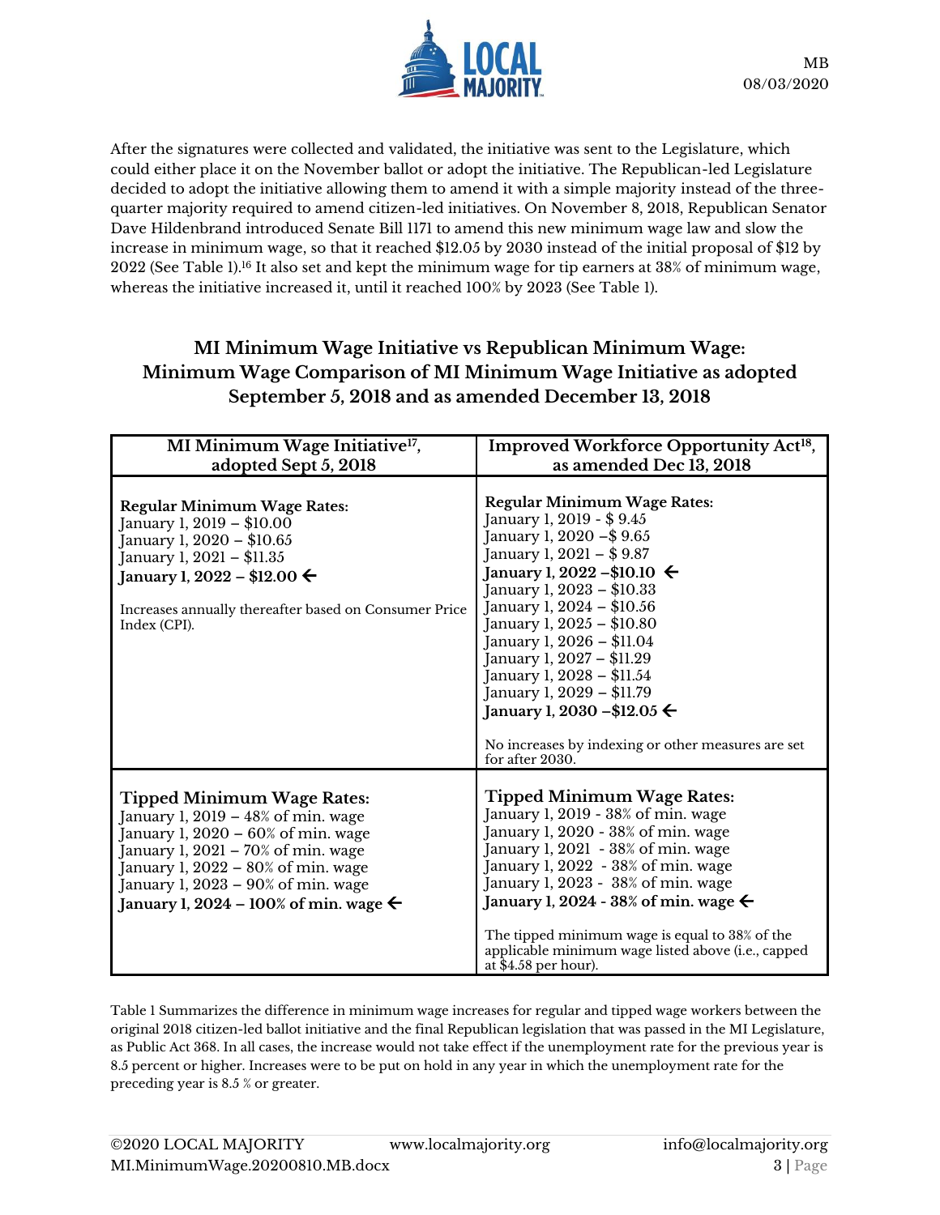After the signatures were collected and validated, the initiative was sent to the Legislature, which could either place it on the November ballot or adopt the initiative. The Republican-led Legislature decided to adopt the initiative allowing them to amend it with a simple majority instead of the three-quarter majority required to amend citizen-led initiatives. On November 8, 2018, Republican Senator Dave Hildenbrand introduced Senate Bill 1171 to amend this new minimum wage law and slow the increase in minimum wage, so that it reached $12.05 by 2030 instead of the initial proposal of $12 by 2022 (See Table 1).[16] It also set and kept the minimum wage for tip earners at 38% of minimum wage, whereas the initiative increased it, until it reached 100% by 2023 (See Table 1).

## MI Minimum Wage Initiative vs Republican Minimum Wage: Minimum Wage Comparison of MI Minimum Wage Initiative as adopted September 5, 2018 and as amended December 13, 2018

| MI Minimum Wage Initiative[17], adopted Sept 5, 2018 | Improved Workforce Opportunity Act[18], as amended Dec 13, 2018 |
|---|---|
| **Regular Minimum Wage Rates:**<br>January 1, 2019 – $10.00<br>January 1, 2020 – $10.65<br>January 1, 2021 – $11.35<br>**January 1, 2022 – $12.00 ←**<br><br>Increases annually thereafter based on Consumer Price Index (CPI). | **Regular Minimum Wage Rates:**<br>January 1, 2019 - $ 9.45<br>January 1, 2020 –$ 9.65<br>January 1, 2021 – $ 9.87<br>**January 1, 2022 –$10.10 ←**<br>January 1, 2023 – $10.33<br>January 1, 2024 – $10.56<br>January 1, 2025 – $10.80<br>January 1, 2026 – $11.04<br>January 1, 2027 – $11.29<br>January 1, 2028 – $11.54<br>January 1, 2029 – $11.79<br>**January 1, 2030 –$12.05 ←**<br><br>No increases by indexing or other measures are set for after 2030. |
| **Tipped Minimum Wage Rates:**<br>January 1, 2019 – 48% of min. wage<br>January 1, 2020 – 60% of min. wage<br>January 1, 2021 – 70% of min. wage<br>January 1, 2022 – 80% of min. wage<br>January 1, 2023 – 90% of min. wage<br>**January 1, 2024 – 100% of min. wage ←** | **Tipped Minimum Wage Rates:**<br>January 1, 2019 - 38% of min. wage<br>January 1, 2020 - 38% of min. wage<br>January 1, 2021 - 38% of min. wage<br>January 1, 2022 - 38% of min. wage<br>January 1, 2023 - 38% of min. wage<br>**January 1, 2024 - 38% of min. wage ←**<br><br>The tipped minimum wage is equal to 38% of the applicable minimum wage listed above (i.e., capped at $4.58 per hour). |

Table 1 Summarizes the difference in minimum wage increases for regular and tipped wage workers between the original 2018 citizen-led ballot initiative and the final Republican legislation that was passed in the MI Legislature, as Public Act 368. In all cases, the increase would not take effect if the unemployment rate for the previous year is 8.5 percent or higher. Increases were to be put on hold in any year in which the unemployment rate for the preceding year is 8.5 % or greater.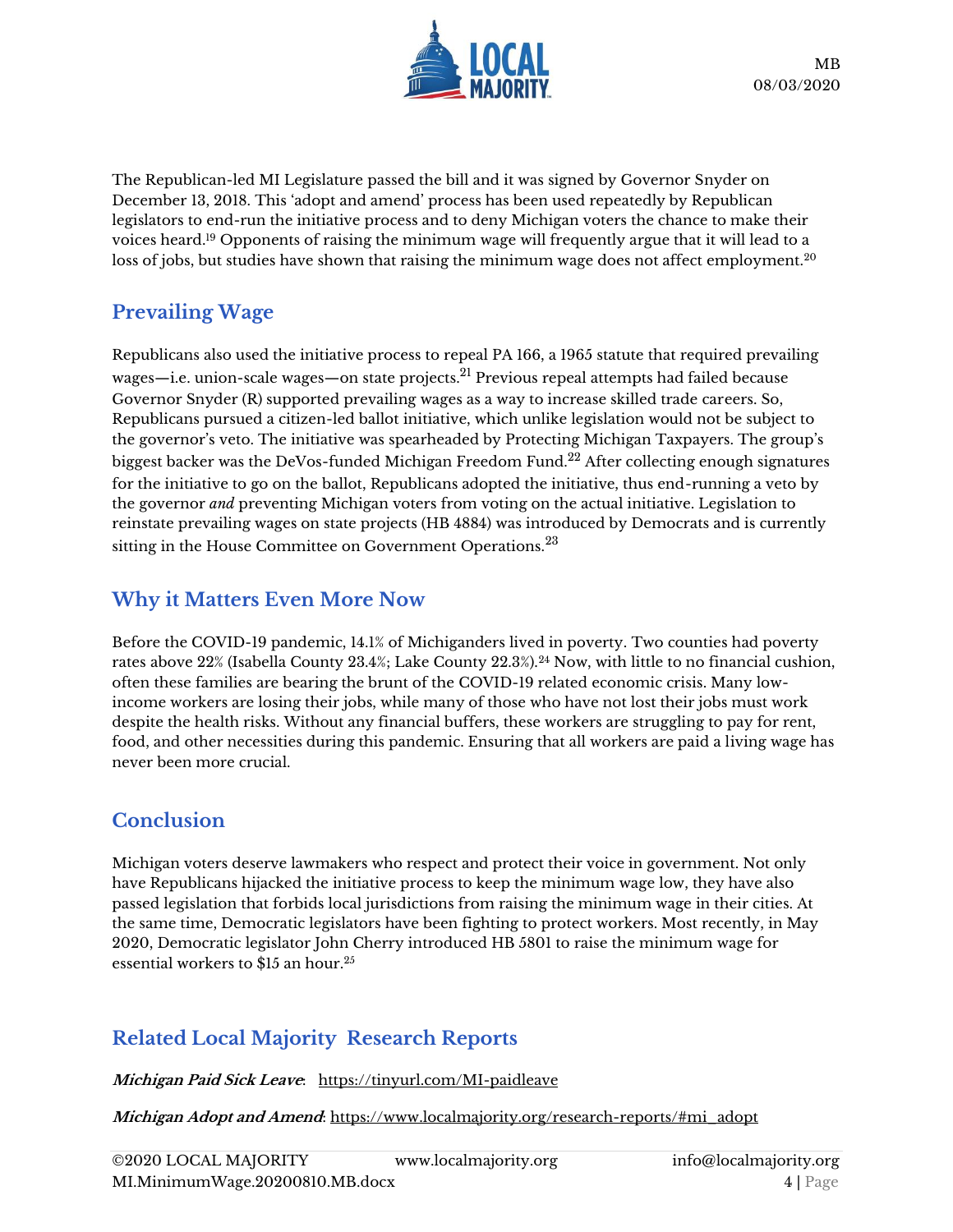The Republican-led MI Legislature passed the bill and it was signed by Governor Snyder on December 13, 2018. This 'adopt and amend' process has been used repeatedly by Republican legislators to end-run the initiative process and to deny Michigan voters the chance to make their voices heard.[19] Opponents of raising the minimum wage will frequently argue that it will lead to a loss of jobs, but studies have shown that raising the minimum wage does not affect employment.[20]

## Prevailing Wage

Republicans also used the initiative process to repeal PA 166, a 1965 statute that required prevailing wages—i.e. union-scale wages—on state projects.[21] Previous repeal attempts had failed because Governor Snyder (R) supported prevailing wages as a way to increase skilled trade careers. So, Republicans pursued a citizen-led ballot initiative, which unlike legislation would not be subject to the governor's veto. The initiative was spearheaded by Protecting Michigan Taxpayers. The group's biggest backer was the DeVos-funded Michigan Freedom Fund.[22] After collecting enough signatures for the initiative to go on the ballot, Republicans adopted the initiative, thus end-running a veto by the governor *and* preventing Michigan voters from voting on the actual initiative. Legislation to reinstate prevailing wages on state projects (HB 4884) was introduced by Democrats and is currently sitting in the House Committee on Government Operations.[23]

## Why it Matters Even More Now

Before the COVID-19 pandemic, 14.1% of Michiganders lived in poverty. Two counties had poverty rates above 22% (Isabella County 23.4%; Lake County 22.3%).[24] Now, with little to no financial cushion, often these families are bearing the brunt of the COVID-19 related economic crisis. Many low-income workers are losing their jobs, while many of those who have not lost their jobs must work despite the health risks. Without any financial buffers, these workers are struggling to pay for rent, food, and other necessities during this pandemic. Ensuring that all workers are paid a living wage has never been more crucial.

## Conclusion

Michigan voters deserve lawmakers who respect and protect their voice in government. Not only have Republicans hijacked the initiative process to keep the minimum wage low, they have also passed legislation that forbids local jurisdictions from raising the minimum wage in their cities. At the same time, Democratic legislators have been fighting to protect workers. Most recently, in May 2020, Democratic legislator John Cherry introduced HB 5801 to raise the minimum wage for essential workers to $15 an hour.[25]

## Related Local Majority Research Reports

***Michigan Paid Sick Leave***: https://tinyurl.com/MI-paidleave

***Michigan Adopt and Amend***: https://www.localmajority.org/research-reports/#mi_adopt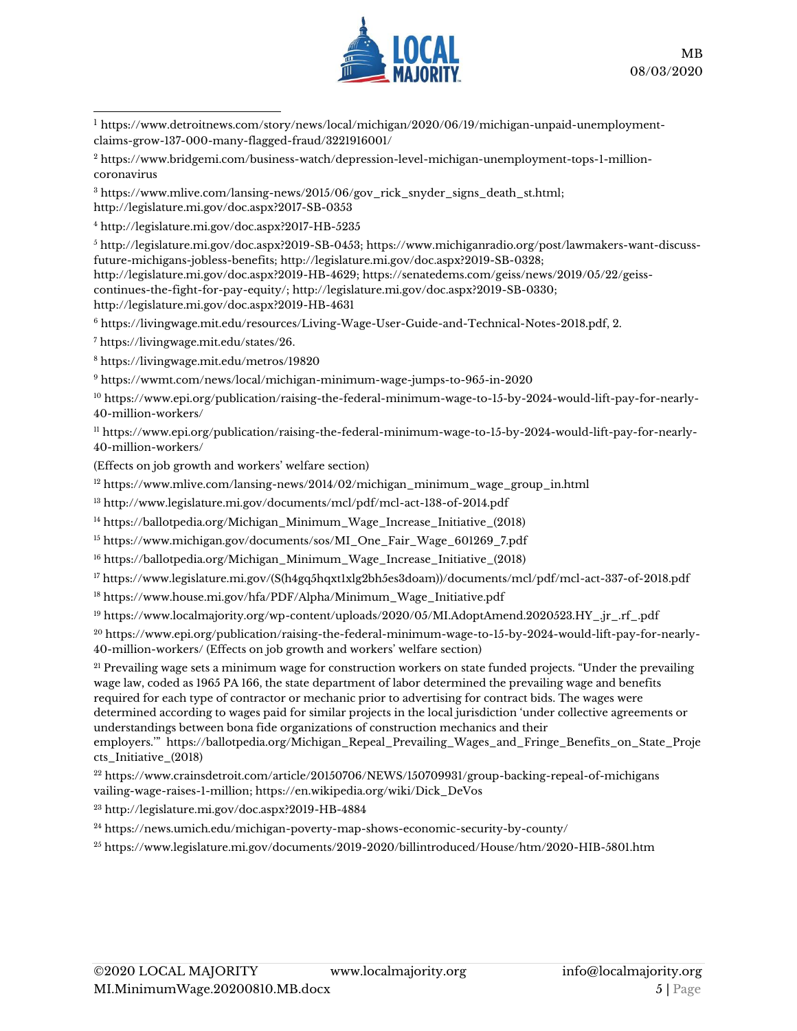[1] https://www.detroitnews.com/story/news/local/michigan/2020/06/19/michigan-unpaid-unemployment-claims-grow-137-000-many-flagged-fraud/3221916001/

[2] https://www.bridgemi.com/business-watch/depression-level-michigan-unemployment-tops-1-million-coronavirus

[3] https://www.mlive.com/lansing-news/2015/06/gov_rick_snyder_signs_death_st.html; http://legislature.mi.gov/doc.aspx?2017-SB-0353

[4] http://legislature.mi.gov/doc.aspx?2017-HB-5235

[5] http://legislature.mi.gov/doc.aspx?2019-SB-0453; https://www.michiganradio.org/post/lawmakers-want-discuss-future-michigans-jobless-benefits; http://legislature.mi.gov/doc.aspx?2019-SB-0328; http://legislature.mi.gov/doc.aspx?2019-HB-4629; https://senatedems.com/geiss/news/2019/05/22/geiss-continues-the-fight-for-pay-equity/; http://legislature.mi.gov/doc.aspx?2019-SB-0330; http://legislature.mi.gov/doc.aspx?2019-HB-4631

[6] https://livingwage.mit.edu/resources/Living-Wage-User-Guide-and-Technical-Notes-2018.pdf, 2.

[7] https://livingwage.mit.edu/states/26.

[8] https://livingwage.mit.edu/metros/19820

[9] https://wwmt.com/news/local/michigan-minimum-wage-jumps-to-965-in-2020

[10] https://www.epi.org/publication/raising-the-federal-minimum-wage-to-15-by-2024-would-lift-pay-for-nearly-40-million-workers/

[11] https://www.epi.org/publication/raising-the-federal-minimum-wage-to-15-by-2024-would-lift-pay-for-nearly-40-million-workers/

(Effects on job growth and workers' welfare section)

[12] https://www.mlive.com/lansing-news/2014/02/michigan_minimum_wage_group_in.html

[13] http://www.legislature.mi.gov/documents/mcl/pdf/mcl-act-138-of-2014.pdf

[14] https://ballotpedia.org/Michigan_Minimum_Wage_Increase_Initiative_(2018)

[15] https://www.michigan.gov/documents/sos/MI_One_Fair_Wage_601269_7.pdf

[16] https://ballotpedia.org/Michigan_Minimum_Wage_Increase_Initiative_(2018)

[17] https://www.legislature.mi.gov/(S(h4gq5hqxt1xlg2bh5es3doam))/documents/mcl/pdf/mcl-act-337-of-2018.pdf

[18] https://www.house.mi.gov/hfa/PDF/Alpha/Minimum_Wage_Initiative.pdf

[19] https://www.localmajority.org/wp-content/uploads/2020/05/MI.AdoptAmend.20200523.HY_.jr_.rf_.pdf

[20] https://www.epi.org/publication/raising-the-federal-minimum-wage-to-15-by-2024-would-lift-pay-for-nearly-40-million-workers/ (Effects on job growth and workers' welfare section)

[21] Prevailing wage sets a minimum wage for construction workers on state funded projects. "Under the prevailing wage law, coded as 1965 PA 166, the state department of labor determined the prevailing wage and benefits required for each type of contractor or mechanic prior to advertising for contract bids. The wages were determined according to wages paid for similar projects in the local jurisdiction 'under collective agreements or understandings between bona fide organizations of construction mechanics and their employers.'" https://ballotpedia.org/Michigan_Repeal_Prevailing_Wages_and_Fringe_Benefits_on_State_Projects_Initiative_(2018)

[22] https://www.crainsdetroit.com/article/20150706/NEWS/150709931/group-backing-repeal-of-michigans vailing-wage-raises-1-million; https://en.wikipedia.org/wiki/Dick_DeVos

[23] http://legislature.mi.gov/doc.aspx?2019-HB-4884

[24] https://news.umich.edu/michigan-poverty-map-shows-economic-security-by-county/

[25] https://www.legislature.mi.gov/documents/2019-2020/billintroduced/House/htm/2020-HIB-5801.htm